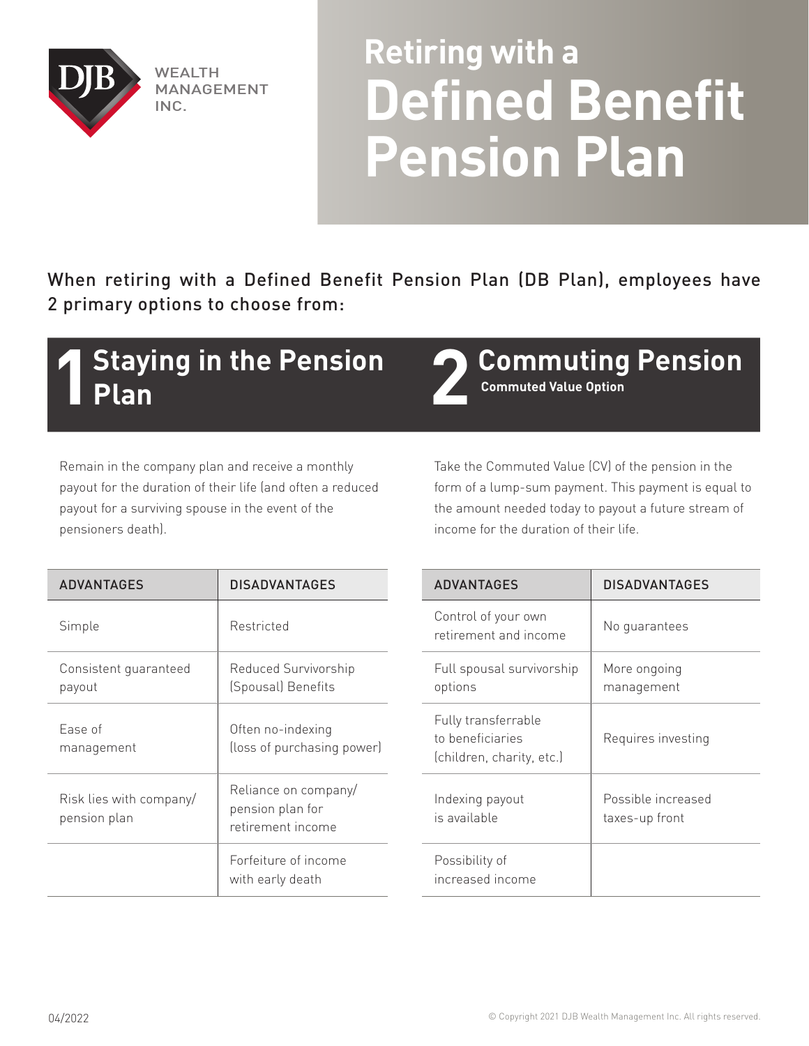WEALTH MANAGEMENT INC.

# Retiring with a Defined Benefit Pension Plan

When retiring with a Defined Benefit Pension Plan (DB Plan), employees have 2 primary options to choose from:

## 1 Staying in the Pension Plan

Remain in the company plan and receive a monthly payout for the duration of their life (and often a reduced payout for a surviving spouse in the event of the pensioners death).

| ADVANTAGES | DISADVANTAGES |
|---|---|
| Simple | Restricted |
| Consistent guaranteed payout | Reduced Survivorship (Spousal) Benefits |
| Ease of management | Often no-indexing (loss of purchasing power) |
| Risk lies with company/ pension plan | Reliance on company/ pension plan for retirement income |
| | Forfeiture of income with early death |

## 2 Commuting Pension

**Commuted Value Option**

Take the Commuted Value (CV) of the pension in the form of a lump-sum payment. This payment is equal to the amount needed today to payout a future stream of income for the duration of their life.

| ADVANTAGES | DISADVANTAGES |
|---|---|
| Control of your own retirement and income | No guarantees |
| Full spousal survivorship options | More ongoing management |
| Fully transferrable to beneficiaries (children, charity, etc.) | Requires investing |
| Indexing payout is available | Possible increased taxes-up front |
| Possibility of increased income | |

04/2022

© Copyright 2021 DJB Wealth Management Inc. All rights reserved.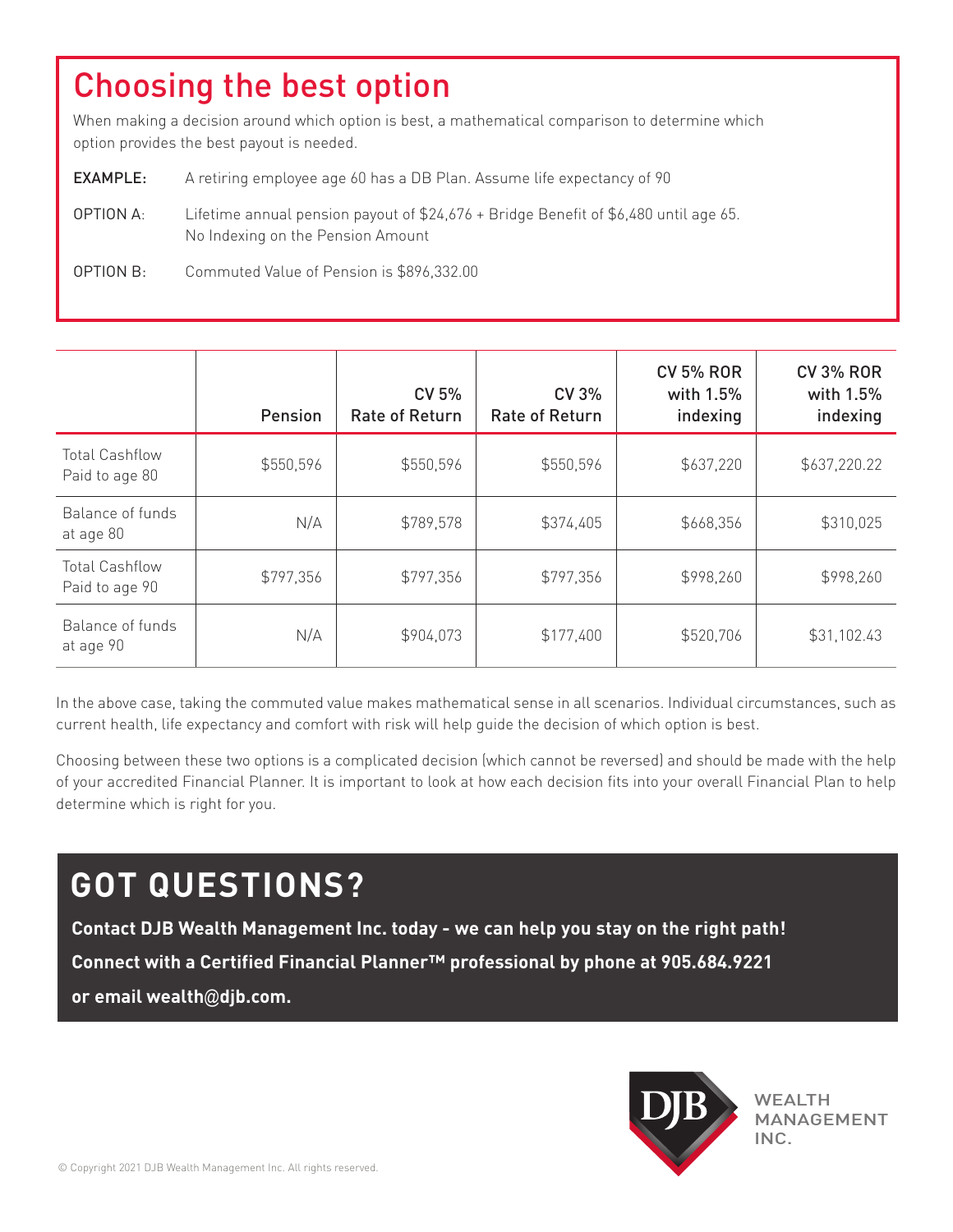## Choosing the best option

When making a decision around which option is best, a mathematical comparison to determine which option provides the best payout is needed.

**EXAMPLE:** A retiring employee age 60 has a DB Plan. Assume life expectancy of 90

**OPTION A:** Lifetime annual pension payout of $24,676 + Bridge Benefit of $6,480 until age 65. No Indexing on the Pension Amount

**OPTION B:** Commuted Value of Pension is $896,332.00

| | Pension | CV 5% Rate of Return | CV 3% Rate of Return | CV 5% ROR with 1.5% indexing | CV 3% ROR with 1.5% indexing |
|---|---|---|---|---|---|
| Total Cashflow Paid to age 80 | $550,596 | $550,596 | $550,596 | $637,220 | $637,220.22 |
| Balance of funds at age 80 | N/A | $789,578 | $374,405 | $668,356 | $310,025 |
| Total Cashflow Paid to age 90 | $797,356 | $797,356 | $797,356 | $998,260 | $998,260 |
| Balance of funds at age 90 | N/A | $904,073 | $177,400 | $520,706 | $31,102.43 |

In the above case, taking the commuted value makes mathematical sense in all scenarios. Individual circumstances, such as current health, life expectancy and comfort with risk will help guide the decision of which option is best.

Choosing between these two options is a complicated decision (which cannot be reversed) and should be made with the help of your accredited Financial Planner. It is important to look at how each decision fits into your overall Financial Plan to help determine which is right for you.

## GOT QUESTIONS?

**Contact DJB Wealth Management Inc. today - we can help you stay on the right path!**

**Connect with a Certified Financial Planner™ professional by phone at 905.684.9221**

**or email wealth@djb.com.**

DJB WEALTH MANAGEMENT INC.

© Copyright 2021 DJB Wealth Management Inc. All rights reserved.